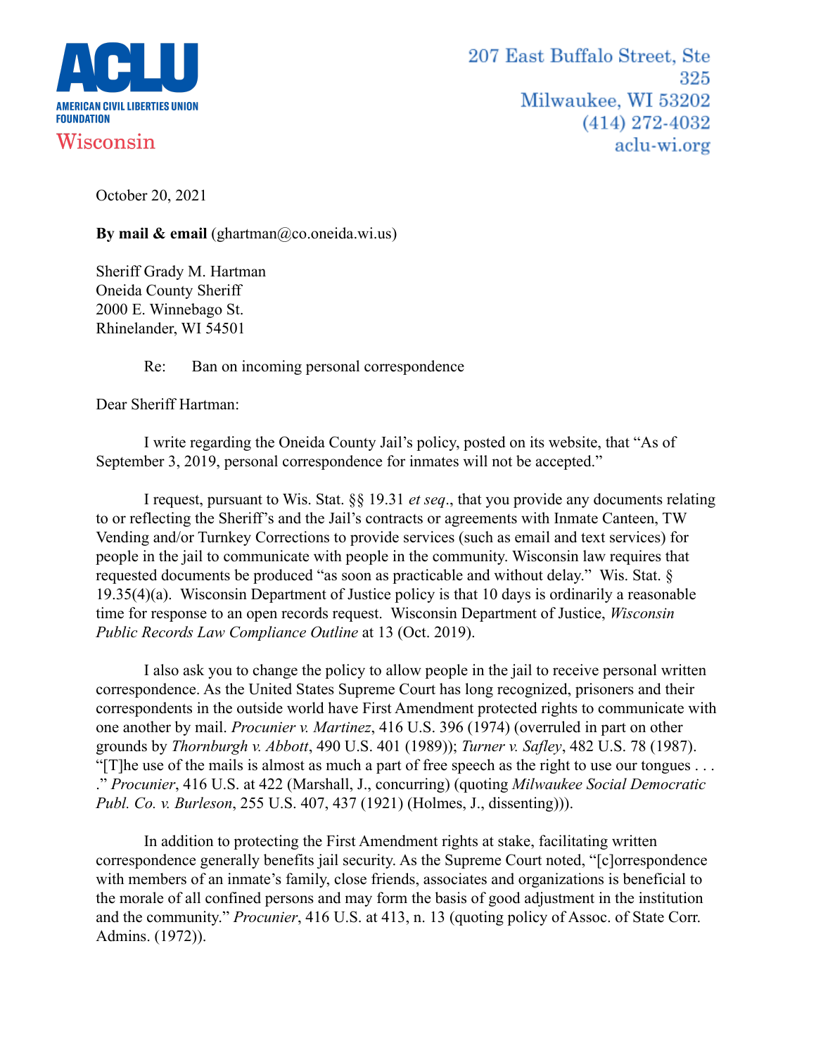ACLU

AMERICAN CIVIL LIBERTIES UNION FOUNDATION

Wisconsin

207 East Buffalo Street, Ste 325
Milwaukee, WI 53202
(414) 272-4032
aclu-wi.org

October 20, 2021

**By mail & email** (ghartman@co.oneida.wi.us)

Sheriff Grady M. Hartman
Oneida County Sheriff
2000 E. Winnebago St.
Rhinelander, WI 54501

Re: Ban on incoming personal correspondence

Dear Sheriff Hartman:

I write regarding the Oneida County Jail's policy, posted on its website, that "As of September 3, 2019, personal correspondence for inmates will not be accepted."

I request, pursuant to Wis. Stat. §§ 19.31 *et seq*., that you provide any documents relating to or reflecting the Sheriff's and the Jail's contracts or agreements with Inmate Canteen, TW Vending and/or Turnkey Corrections to provide services (such as email and text services) for people in the jail to communicate with people in the community. Wisconsin law requires that requested documents be produced "as soon as practicable and without delay." Wis. Stat. § 19.35(4)(a). Wisconsin Department of Justice policy is that 10 days is ordinarily a reasonable time for response to an open records request. Wisconsin Department of Justice, *Wisconsin Public Records Law Compliance Outline* at 13 (Oct. 2019).

I also ask you to change the policy to allow people in the jail to receive personal written correspondence. As the United States Supreme Court has long recognized, prisoners and their correspondents in the outside world have First Amendment protected rights to communicate with one another by mail. *Procunier v. Martinez*, 416 U.S. 396 (1974) (overruled in part on other grounds by *Thornburgh v. Abbott*, 490 U.S. 401 (1989)); *Turner v. Safley*, 482 U.S. 78 (1987). "[T]he use of the mails is almost as much a part of free speech as the right to use our tongues . . . ." *Procunier*, 416 U.S. at 422 (Marshall, J., concurring) (quoting *Milwaukee Social Democratic Publ. Co. v. Burleson*, 255 U.S. 407, 437 (1921) (Holmes, J., dissenting))).

In addition to protecting the First Amendment rights at stake, facilitating written correspondence generally benefits jail security. As the Supreme Court noted, "[c]orrespondence with members of an inmate's family, close friends, associates and organizations is beneficial to the morale of all confined persons and may form the basis of good adjustment in the institution and the community." *Procunier*, 416 U.S. at 413, n. 13 (quoting policy of Assoc. of State Corr. Admins. (1972)).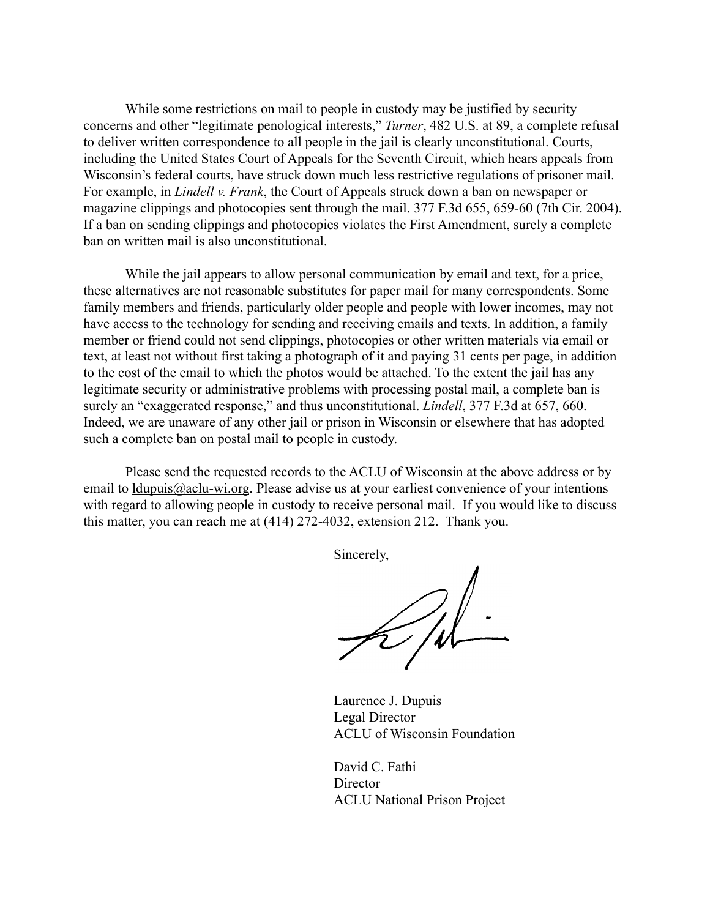While some restrictions on mail to people in custody may be justified by security concerns and other "legitimate penological interests," *Turner*, 482 U.S. at 89, a complete refusal to deliver written correspondence to all people in the jail is clearly unconstitutional. Courts, including the United States Court of Appeals for the Seventh Circuit, which hears appeals from Wisconsin's federal courts, have struck down much less restrictive regulations of prisoner mail. For example, in *Lindell v. Frank*, the Court of Appeals struck down a ban on newspaper or magazine clippings and photocopies sent through the mail. 377 F.3d 655, 659-60 (7th Cir. 2004). If a ban on sending clippings and photocopies violates the First Amendment, surely a complete ban on written mail is also unconstitutional.

While the jail appears to allow personal communication by email and text, for a price, these alternatives are not reasonable substitutes for paper mail for many correspondents. Some family members and friends, particularly older people and people with lower incomes, may not have access to the technology for sending and receiving emails and texts. In addition, a family member or friend could not send clippings, photocopies or other written materials via email or text, at least not without first taking a photograph of it and paying 31 cents per page, in addition to the cost of the email to which the photos would be attached. To the extent the jail has any legitimate security or administrative problems with processing postal mail, a complete ban is surely an "exaggerated response," and thus unconstitutional. *Lindell*, 377 F.3d at 657, 660. Indeed, we are unaware of any other jail or prison in Wisconsin or elsewhere that has adopted such a complete ban on postal mail to people in custody.

Please send the requested records to the ACLU of Wisconsin at the above address or by email to ldupuis@aclu-wi.org. Please advise us at your earliest convenience of your intentions with regard to allowing people in custody to receive personal mail. If you would like to discuss this matter, you can reach me at (414) 272-4032, extension 212. Thank you.

Sincerely,

Laurence J. Dupuis
Legal Director
ACLU of Wisconsin Foundation

David C. Fathi
Director
ACLU National Prison Project